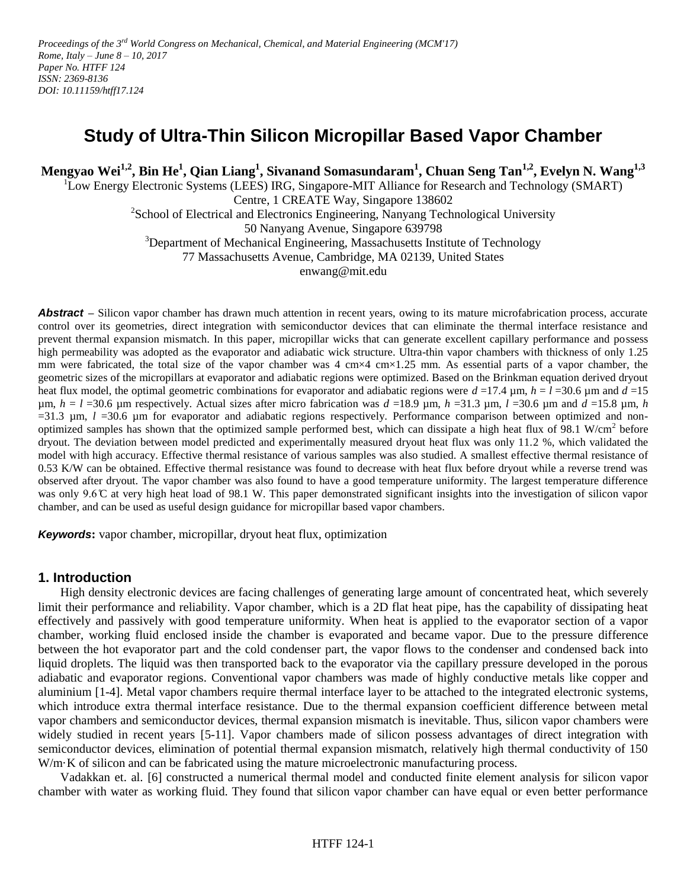*Proceedings of the 3rd World Congress on Mechanical, Chemical, and Material Engineering (MCM'17)*
*Rome, Italy – June 8 – 10, 2017*
*Paper No. HTFF 124*
*ISSN: 2369-8136*
*DOI: 10.11159/htff17.124*

# Study of Ultra-Thin Silicon Micropillar Based Vapor Chamber

**Mengyao Wei[1,2], Bin He[1], Qian Liang[1], Sivanand Somasundaram[1], Chuan Seng Tan[1,2], Evelyn N. Wang[1,3]**

[1]Low Energy Electronic Systems (LEES) IRG, Singapore-MIT Alliance for Research and Technology (SMART) Centre, 1 CREATE Way, Singapore 138602

[2]School of Electrical and Electronics Engineering, Nanyang Technological University
50 Nanyang Avenue, Singapore 639798

[3]Department of Mechanical Engineering, Massachusetts Institute of Technology
77 Massachusetts Avenue, Cambridge, MA 02139, United States
enwang@mit.edu

***Abstract*** – Silicon vapor chamber has drawn much attention in recent years, owing to its mature microfabrication process, accurate control over its geometries, direct integration with semiconductor devices that can eliminate the thermal interface resistance and prevent thermal expansion mismatch. In this paper, micropillar wicks that can generate excellent capillary performance and possess high permeability was adopted as the evaporator and adiabatic wick structure. Ultra-thin vapor chambers with thickness of only 1.25 mm were fabricated, the total size of the vapor chamber was 4 cm×4 cm×1.25 mm. As essential parts of a vapor chamber, the geometric sizes of the micropillars at evaporator and adiabatic regions were optimized. Based on the Brinkman equation derived dryout heat flux model, the optimal geometric combinations for evaporator and adiabatic regions were $d$ =17.4 µm, $h$ = $l$ =30.6 µm and $d$ =15 µm, $h$ = $l$ =30.6 µm respectively. Actual sizes after micro fabrication was $d$ =18.9 µm, $h$ =31.3 µm, $l$ =30.6 µm and $d$ =15.8 µm, $h$ =31.3 µm, $l$ =30.6 µm for evaporator and adiabatic regions respectively. Performance comparison between optimized and non-optimized samples has shown that the optimized sample performed best, which can dissipate a high heat flux of 98.1 W/cm$^2$ before dryout. The deviation between model predicted and experimentally measured dryout heat flux was only 11.2 %, which validated the model with high accuracy. Effective thermal resistance of various samples was also studied. A smallest effective thermal resistance of 0.53 K/W can be obtained. Effective thermal resistance was found to decrease with heat flux before dryout while a reverse trend was observed after dryout. The vapor chamber was also found to have a good temperature uniformity. The largest temperature difference was only 9.6℃ at very high heat load of 98.1 W. This paper demonstrated significant insights into the investigation of silicon vapor chamber, and can be used as useful design guidance for micropillar based vapor chambers.

***Keywords*:** vapor chamber, micropillar, dryout heat flux, optimization

## 1. Introduction

High density electronic devices are facing challenges of generating large amount of concentrated heat, which severely limit their performance and reliability. Vapor chamber, which is a 2D flat heat pipe, has the capability of dissipating heat effectively and passively with good temperature uniformity. When heat is applied to the evaporator section of a vapor chamber, working fluid enclosed inside the chamber is evaporated and became vapor. Due to the pressure difference between the hot evaporator part and the cold condenser part, the vapor flows to the condenser and condensed back into liquid droplets. The liquid was then transported back to the evaporator via the capillary pressure developed in the porous adiabatic and evaporator regions. Conventional vapor chambers was made of highly conductive metals like copper and aluminium [1-4]. Metal vapor chambers require thermal interface layer to be attached to the integrated electronic systems, which introduce extra thermal interface resistance. Due to the thermal expansion coefficient difference between metal vapor chambers and semiconductor devices, thermal expansion mismatch is inevitable. Thus, silicon vapor chambers were widely studied in recent years [5-11]. Vapor chambers made of silicon possess advantages of direct integration with semiconductor devices, elimination of potential thermal expansion mismatch, relatively high thermal conductivity of 150 W/m·K of silicon and can be fabricated using the mature microelectronic manufacturing process.

Vadakkan et. al. [6] constructed a numerical thermal model and conducted finite element analysis for silicon vapor chamber with water as working fluid. They found that silicon vapor chamber can have equal or even better performance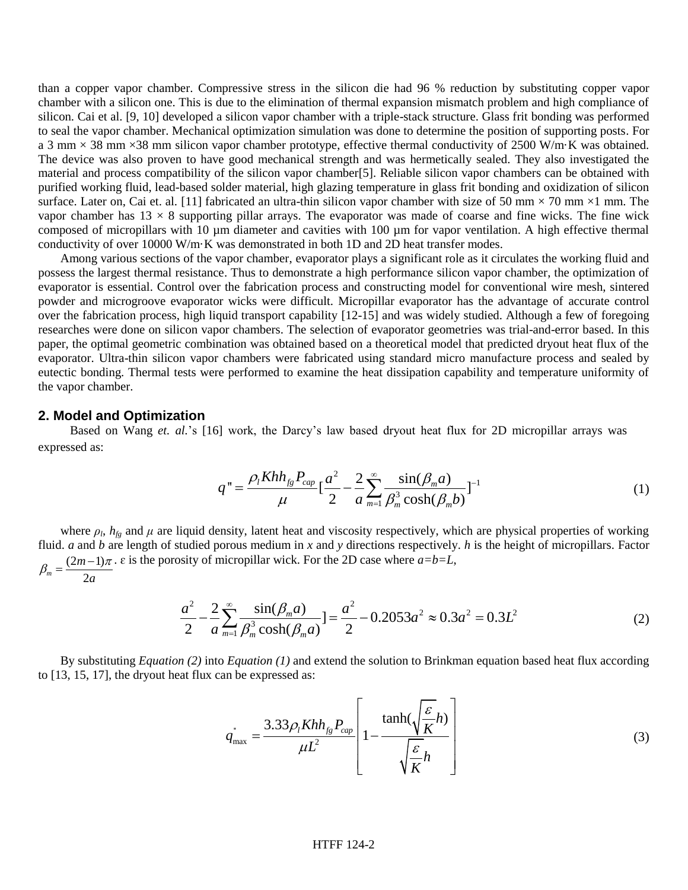than a copper vapor chamber. Compressive stress in the silicon die had 96 % reduction by substituting copper vapor chamber with a silicon one. This is due to the elimination of thermal expansion mismatch problem and high compliance of silicon. Cai et al. [9, 10] developed a silicon vapor chamber with a triple-stack structure. Glass frit bonding was performed to seal the vapor chamber. Mechanical optimization simulation was done to determine the position of supporting posts. For a 3 mm × 38 mm ×38 mm silicon vapor chamber prototype, effective thermal conductivity of 2500 W/m·K was obtained. The device was also proven to have good mechanical strength and was hermetically sealed. They also investigated the material and process compatibility of the silicon vapor chamber[5]. Reliable silicon vapor chambers can be obtained with purified working fluid, lead-based solder material, high glazing temperature in glass frit bonding and oxidization of silicon surface. Later on, Cai et. al. [11] fabricated an ultra-thin silicon vapor chamber with size of 50 mm × 70 mm ×1 mm. The vapor chamber has 13 × 8 supporting pillar arrays. The evaporator was made of coarse and fine wicks. The fine wick composed of micropillars with 10 μm diameter and cavities with 100 μm for vapor ventilation. A high effective thermal conductivity of over 10000 W/m·K was demonstrated in both 1D and 2D heat transfer modes.

Among various sections of the vapor chamber, evaporator plays a significant role as it circulates the working fluid and possess the largest thermal resistance. Thus to demonstrate a high performance silicon vapor chamber, the optimization of evaporator is essential. Control over the fabrication process and constructing model for conventional wire mesh, sintered powder and microgroove evaporator wicks were difficult. Micropillar evaporator has the advantage of accurate control over the fabrication process, high liquid transport capability [12-15] and was widely studied. Although a few of foregoing researches were done on silicon vapor chambers. The selection of evaporator geometries was trial-and-error based. In this paper, the optimal geometric combination was obtained based on a theoretical model that predicted dryout heat flux of the evaporator. Ultra-thin silicon vapor chambers were fabricated using standard micro manufacture process and sealed by eutectic bonding. Thermal tests were performed to examine the heat dissipation capability and temperature uniformity of the vapor chamber.

## 2. Model and Optimization

Based on Wang *et. al.*'s [16] work, the Darcy's law based dryout heat flux for 2D micropillar arrays was expressed as:

$$q'' = \frac{\rho_l K h h_{fg} P_{cap}}{\mu}\left[\frac{a^2}{2} - \frac{2}{a}\sum_{m=1}^{\infty}\frac{\sin(\beta_m a)}{\beta_m^3 \cosh(\beta_m b)}\right]^{-1} \tag{1}$$

where $\rho_l$, $h_{fg}$ and $\mu$ are liquid density, latent heat and viscosity respectively, which are physical properties of working fluid. $a$ and $b$ are length of studied porous medium in $x$ and $y$ directions respectively. $h$ is the height of micropillars. Factor $\beta_m = \frac{(2m-1)\pi}{2a}$. ε is the porosity of micropillar wick. For the 2D case where $a=b=L$,

$$\frac{a^2}{2} - \frac{2}{a}\sum_{m=1}^{\infty}\frac{\sin(\beta_m a)}{\beta_m^3 \cosh(\beta_m a)}] = \frac{a^2}{2} - 0.2053a^2 \approx 0.3a^2 = 0.3L^2 \tag{2}$$

By substituting *Equation (2)* into *Equation (1)* and extend the solution to Brinkman equation based heat flux according to [13, 15, 17], the dryout heat flux can be expressed as:

$$q_{\max}^{*} = \frac{3.33\rho_l K h h_{fg} P_{cap}}{\mu L^2}\left[1 - \frac{\tanh\left(\sqrt{\frac{\varepsilon}{K}}h\right)}{\sqrt{\frac{\varepsilon}{K}}h}\right] \tag{3}$$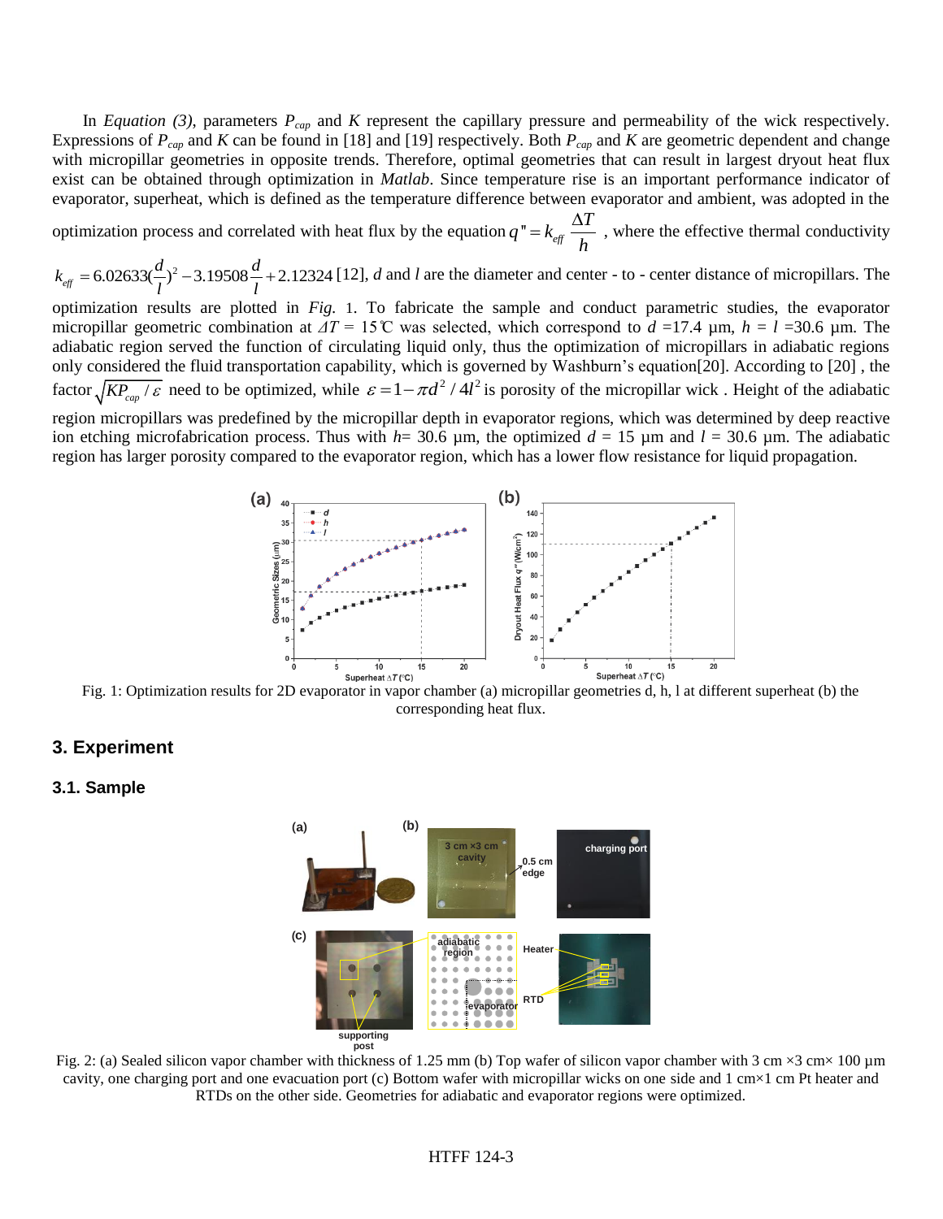In *Equation (3)*, parameters $P_{cap}$ and $K$ represent the capillary pressure and permeability of the wick respectively. Expressions of $P_{cap}$ and $K$ can be found in [18] and [19] respectively. Both $P_{cap}$ and $K$ are geometric dependent and change with micropillar geometries in opposite trends. Therefore, optimal geometries that can result in largest dryout heat flux exist can be obtained through optimization in *Matlab*. Since temperature rise is an important performance indicator of evaporator, superheat, which is defined as the temperature difference between evaporator and ambient, was adopted in the optimization process and correlated with heat flux by the equation $q'' = k_{eff}\dfrac{\Delta T}{h}$, where the effective thermal conductivity $k_{eff} = 6.02633(\dfrac{d}{l})^2 - 3.19508\dfrac{d}{l} + 2.12324$ [12], $d$ and $l$ are the diameter and center - to - center distance of micropillars. The optimization results are plotted in *Fig.* 1. To fabricate the sample and conduct parametric studies, the evaporator micropillar geometric combination at $\Delta T$ = 15℃ was selected, which correspond to $d$ =17.4 μm, $h$ = $l$ =30.6 μm. The adiabatic region served the function of circulating liquid only, thus the optimization of micropillars in adiabatic regions only considered the fluid transportation capability, which is governed by Washburn's equation[20]. According to [20] , the factor $\sqrt{KP_{cap}/\varepsilon}$ need to be optimized, while $\varepsilon = 1 - \pi d^2/4l^2$ is porosity of the micropillar wick . Height of the adiabatic region micropillars was predefined by the micropillar depth in evaporator regions, which was determined by deep reactive ion etching microfabrication process. Thus with $h$= 30.6 μm, the optimized $d$ = 15 μm and $l$ = 30.6 μm. The adiabatic region has larger porosity compared to the evaporator region, which has a lower flow resistance for liquid propagation.

Fig. 1: Optimization results for 2D evaporator in vapor chamber (a) micropillar geometries d, h, l at different superheat (b) the corresponding heat flux.

## 3. Experiment

### 3.1. Sample

Fig. 2: (a) Sealed silicon vapor chamber with thickness of 1.25 mm (b) Top wafer of silicon vapor chamber with 3 cm ×3 cm× 100 μm cavity, one charging port and one evacuation port (c) Bottom wafer with micropillar wicks on one side and 1 cm×1 cm Pt heater and RTDs on the other side. Geometries for adiabatic and evaporator regions were optimized.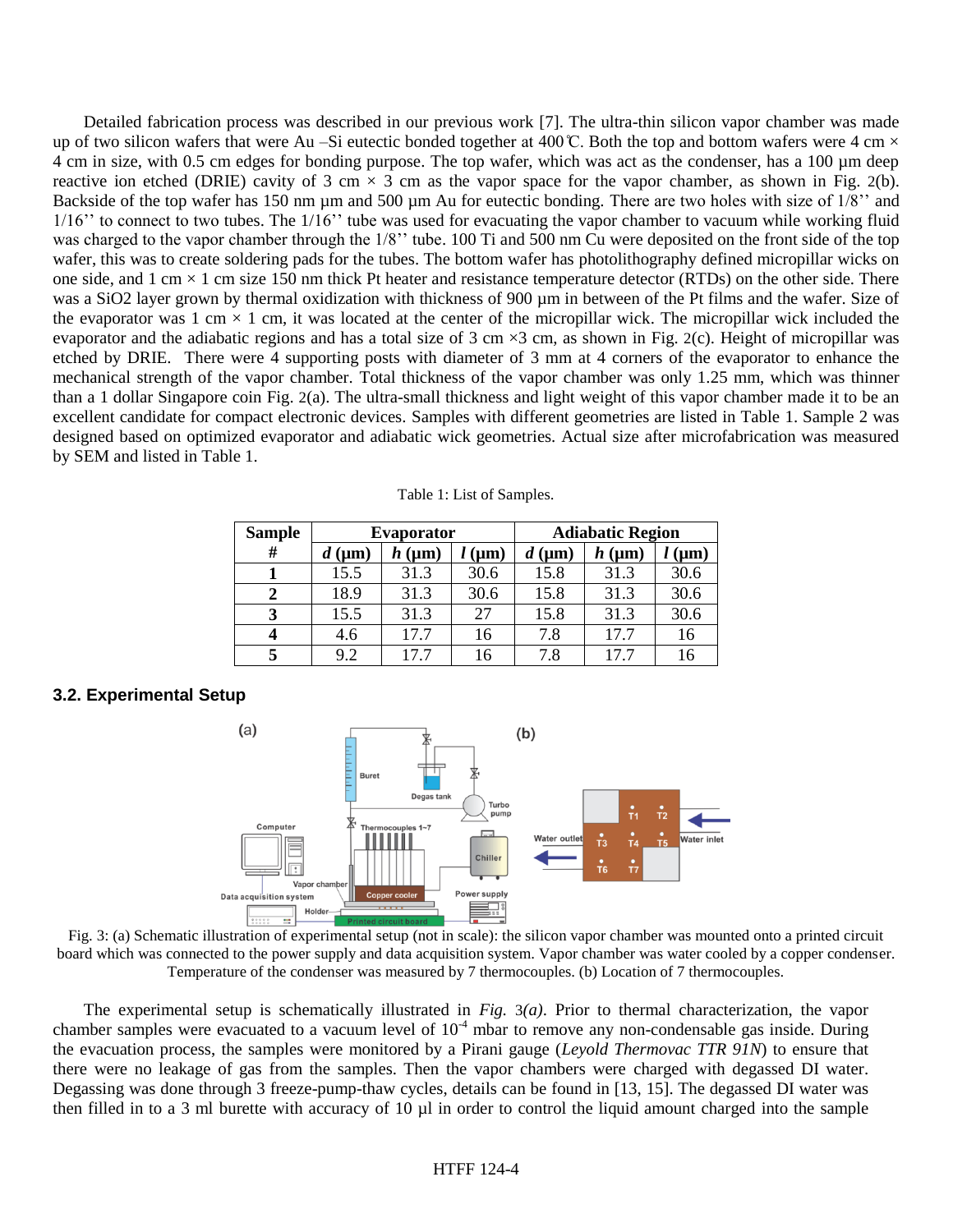Detailed fabrication process was described in our previous work [7]. The ultra-thin silicon vapor chamber was made up of two silicon wafers that were Au –Si eutectic bonded together at 400℃. Both the top and bottom wafers were 4 cm × 4 cm in size, with 0.5 cm edges for bonding purpose. The top wafer, which was act as the condenser, has a 100 µm deep reactive ion etched (DRIE) cavity of 3 cm × 3 cm as the vapor space for the vapor chamber, as shown in Fig. 2(b). Backside of the top wafer has 150 nm µm and 500 µm Au for eutectic bonding. There are two holes with size of 1/8'' and 1/16'' to connect to two tubes. The 1/16'' tube was used for evacuating the vapor chamber to vacuum while working fluid was charged to the vapor chamber through the 1/8'' tube. 100 Ti and 500 nm Cu were deposited on the front side of the top wafer, this was to create soldering pads for the tubes. The bottom wafer has photolithography defined micropillar wicks on one side, and 1 cm × 1 cm size 150 nm thick Pt heater and resistance temperature detector (RTDs) on the other side. There was a SiO2 layer grown by thermal oxidization with thickness of 900 µm in between of the Pt films and the wafer. Size of the evaporator was 1 cm × 1 cm, it was located at the center of the micropillar wick. The micropillar wick included the evaporator and the adiabatic regions and has a total size of 3 cm ×3 cm, as shown in Fig. 2(c). Height of micropillar was etched by DRIE. There were 4 supporting posts with diameter of 3 mm at 4 corners of the evaporator to enhance the mechanical strength of the vapor chamber. Total thickness of the vapor chamber was only 1.25 mm, which was thinner than a 1 dollar Singapore coin Fig. 2(a). The ultra-small thickness and light weight of this vapor chamber made it to be an excellent candidate for compact electronic devices. Samples with different geometries are listed in Table 1. Sample 2 was designed based on optimized evaporator and adiabatic wick geometries. Actual size after microfabrication was measured by SEM and listed in Table 1.

Table 1: List of Samples.

| Sample # | Evaporator | | | Adiabatic Region | | |
|---|---|---|---|---|---|---|
| | *d* (µm) | *h* (µm) | *l* (µm) | *d* (µm) | *h* (µm) | *l* (µm) |
| **1** | 15.5 | 31.3 | 30.6 | 15.8 | 31.3 | 30.6 |
| **2** | 18.9 | 31.3 | 30.6 | 15.8 | 31.3 | 30.6 |
| **3** | 15.5 | 31.3 | 27 | 15.8 | 31.3 | 30.6 |
| **4** | 4.6 | 17.7 | 16 | 7.8 | 17.7 | 16 |
| **5** | 9.2 | 17.7 | 16 | 7.8 | 17.7 | 16 |

### 3.2. Experimental Setup

Fig. 3: (a) Schematic illustration of experimental setup (not in scale): the silicon vapor chamber was mounted onto a printed circuit board which was connected to the power supply and data acquisition system. Vapor chamber was water cooled by a copper condenser. Temperature of the condenser was measured by 7 thermocouples. (b) Location of 7 thermocouples.

The experimental setup is schematically illustrated in *Fig. 3(a)*. Prior to thermal characterization, the vapor chamber samples were evacuated to a vacuum level of $10^{-4}$ mbar to remove any non-condensable gas inside. During the evacuation process, the samples were monitored by a Pirani gauge (*Leyold Thermovac TTR 91N*) to ensure that there were no leakage of gas from the samples. Then the vapor chambers were charged with degassed DI water. Degassing was done through 3 freeze-pump-thaw cycles, details can be found in [13, 15]. The degassed DI water was then filled in to a 3 ml burette with accuracy of 10 µl in order to control the liquid amount charged into the sample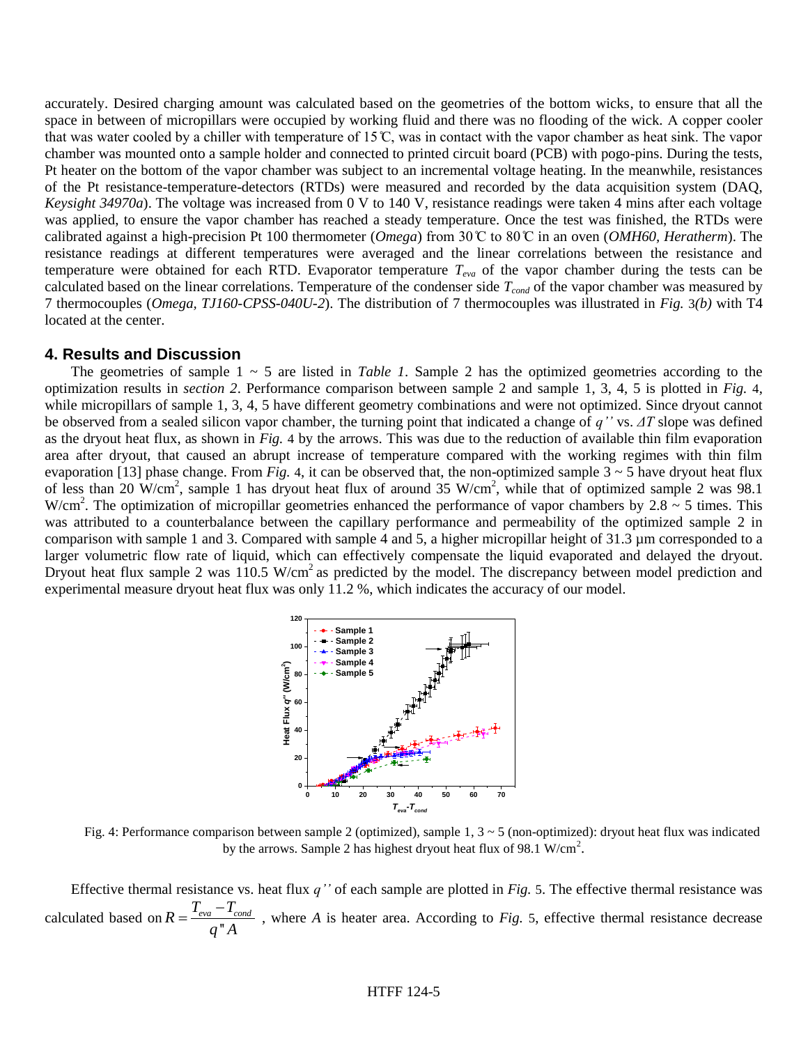accurately. Desired charging amount was calculated based on the geometries of the bottom wicks, to ensure that all the space in between of micropillars were occupied by working fluid and there was no flooding of the wick. A copper cooler that was water cooled by a chiller with temperature of 15℃, was in contact with the vapor chamber as heat sink. The vapor chamber was mounted onto a sample holder and connected to printed circuit board (PCB) with pogo-pins. During the tests, Pt heater on the bottom of the vapor chamber was subject to an incremental voltage heating. In the meanwhile, resistances of the Pt resistance-temperature-detectors (RTDs) were measured and recorded by the data acquisition system (DAQ, *Keysight 34970a*). The voltage was increased from 0 V to 140 V, resistance readings were taken 4 mins after each voltage was applied, to ensure the vapor chamber has reached a steady temperature. Once the test was finished, the RTDs were calibrated against a high-precision Pt 100 thermometer (*Omega*) from 30℃ to 80℃ in an oven (*OMH60*, *Heratherm*). The resistance readings at different temperatures were averaged and the linear correlations between the resistance and temperature were obtained for each RTD. Evaporator temperature $T_{eva}$ of the vapor chamber during the tests can be calculated based on the linear correlations. Temperature of the condenser side $T_{cond}$ of the vapor chamber was measured by 7 thermocouples (*Omega*, *TJ160-CPSS-040U-2*). The distribution of 7 thermocouples was illustrated in *Fig.* 3*(b)* with T4 located at the center.

## 4. Results and Discussion

The geometries of sample 1 ~ 5 are listed in *Table 1*. Sample 2 has the optimized geometries according to the optimization results in *section 2*. Performance comparison between sample 2 and sample 1, 3, 4, 5 is plotted in *Fig.* 4, while micropillars of sample 1, 3, 4, 5 have different geometry combinations and were not optimized. Since dryout cannot be observed from a sealed silicon vapor chamber, the turning point that indicated a change of $q''$ vs. $\Delta T$ slope was defined as the dryout heat flux, as shown in *Fig.* 4 by the arrows. This was due to the reduction of available thin film evaporation area after dryout, that caused an abrupt increase of temperature compared with the working regimes with thin film evaporation [13] phase change. From *Fig.* 4, it can be observed that, the non-optimized sample 3 ~ 5 have dryout heat flux of less than 20 W/cm$^2$, sample 1 has dryout heat flux of around 35 W/cm$^2$, while that of optimized sample 2 was 98.1 W/cm$^2$. The optimization of micropillar geometries enhanced the performance of vapor chambers by 2.8 ~ 5 times. This was attributed to a counterbalance between the capillary performance and permeability of the optimized sample 2 in comparison with sample 1 and 3. Compared with sample 4 and 5, a higher micropillar height of 31.3 µm corresponded to a larger volumetric flow rate of liquid, which can effectively compensate the liquid evaporated and delayed the dryout. Dryout heat flux sample 2 was 110.5 W/cm$^2$ as predicted by the model. The discrepancy between model prediction and experimental measure dryout heat flux was only 11.2 %, which indicates the accuracy of our model.

Fig. 4: Performance comparison between sample 2 (optimized), sample 1, 3 ~ 5 (non-optimized): dryout heat flux was indicated by the arrows. Sample 2 has highest dryout heat flux of 98.1 W/cm$^2$.

Effective thermal resistance vs. heat flux $q''$ of each sample are plotted in *Fig.* 5. The effective thermal resistance was calculated based on $R = \dfrac{T_{eva} - T_{cond}}{q''A}$ , where $A$ is heater area. According to *Fig.* 5, effective thermal resistance decrease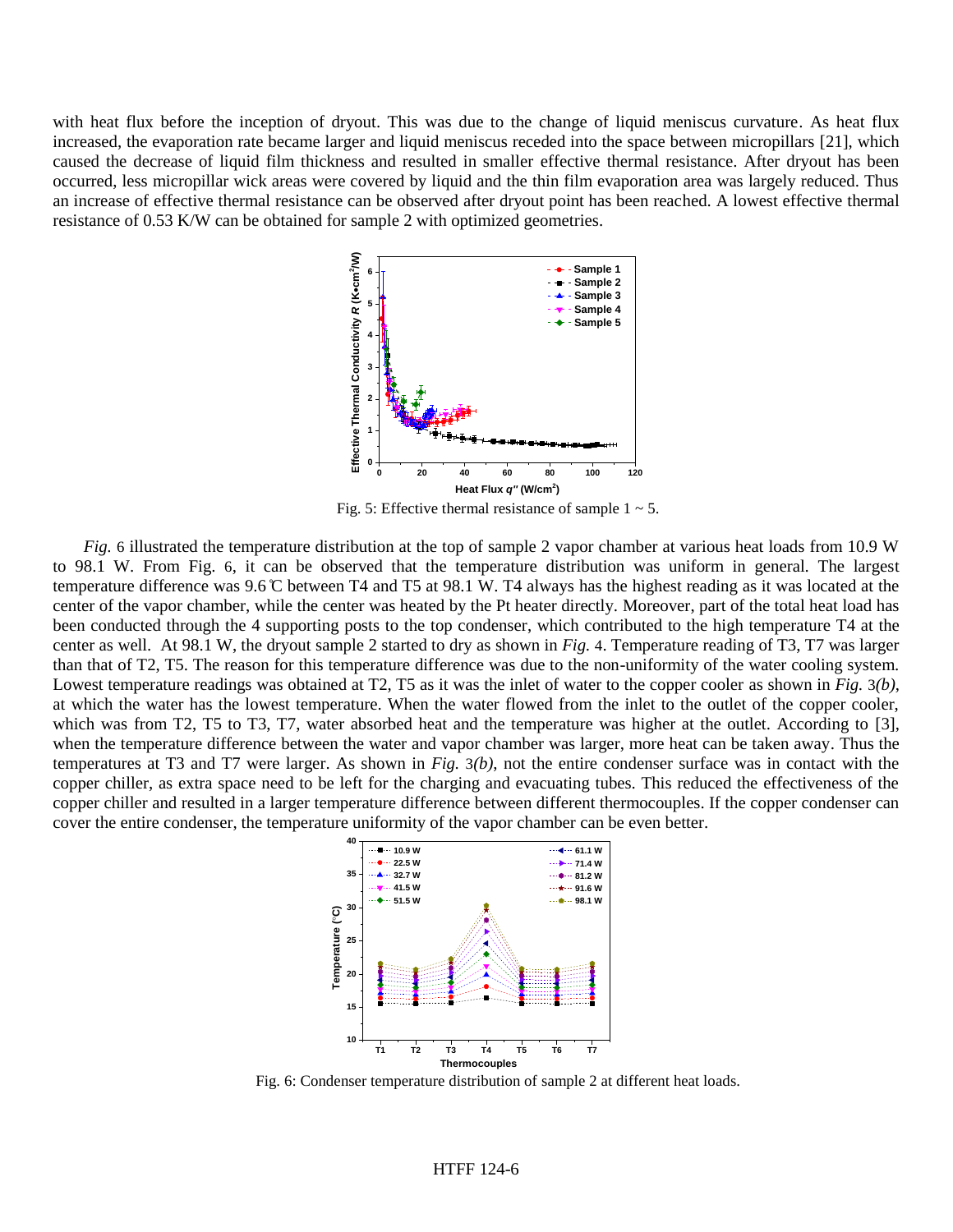with heat flux before the inception of dryout. This was due to the change of liquid meniscus curvature. As heat flux increased, the evaporation rate became larger and liquid meniscus receded into the space between micropillars [21], which caused the decrease of liquid film thickness and resulted in smaller effective thermal resistance. After dryout has been occurred, less micropillar wick areas were covered by liquid and the thin film evaporation area was largely reduced. Thus an increase of effective thermal resistance can be observed after dryout point has been reached. A lowest effective thermal resistance of 0.53 K/W can be obtained for sample 2 with optimized geometries.

Fig. 5: Effective thermal resistance of sample 1 ~ 5.

*Fig.* 6 illustrated the temperature distribution at the top of sample 2 vapor chamber at various heat loads from 10.9 W to 98.1 W. From Fig. 6, it can be observed that the temperature distribution was uniform in general. The largest temperature difference was 9.6 ℃ between T4 and T5 at 98.1 W. T4 always has the highest reading as it was located at the center of the vapor chamber, while the center was heated by the Pt heater directly. Moreover, part of the total heat load has been conducted through the 4 supporting posts to the top condenser, which contributed to the high temperature T4 at the center as well. At 98.1 W, the dryout sample 2 started to dry as shown in *Fig.* 4. Temperature reading of T3, T7 was larger than that of T2, T5. The reason for this temperature difference was due to the non-uniformity of the water cooling system. Lowest temperature readings was obtained at T2, T5 as it was the inlet of water to the copper cooler as shown in *Fig.* 3*(b)*, at which the water has the lowest temperature. When the water flowed from the inlet to the outlet of the copper cooler, which was from T2, T5 to T3, T7, water absorbed heat and the temperature was higher at the outlet. According to [3], when the temperature difference between the water and vapor chamber was larger, more heat can be taken away. Thus the temperatures at T3 and T7 were larger. As shown in *Fig.* 3*(b)*, not the entire condenser surface was in contact with the copper chiller, as extra space need to be left for the charging and evacuating tubes. This reduced the effectiveness of the copper chiller and resulted in a larger temperature difference between different thermocouples. If the copper condenser can cover the entire condenser, the temperature uniformity of the vapor chamber can be even better.

Fig. 6: Condenser temperature distribution of sample 2 at different heat loads.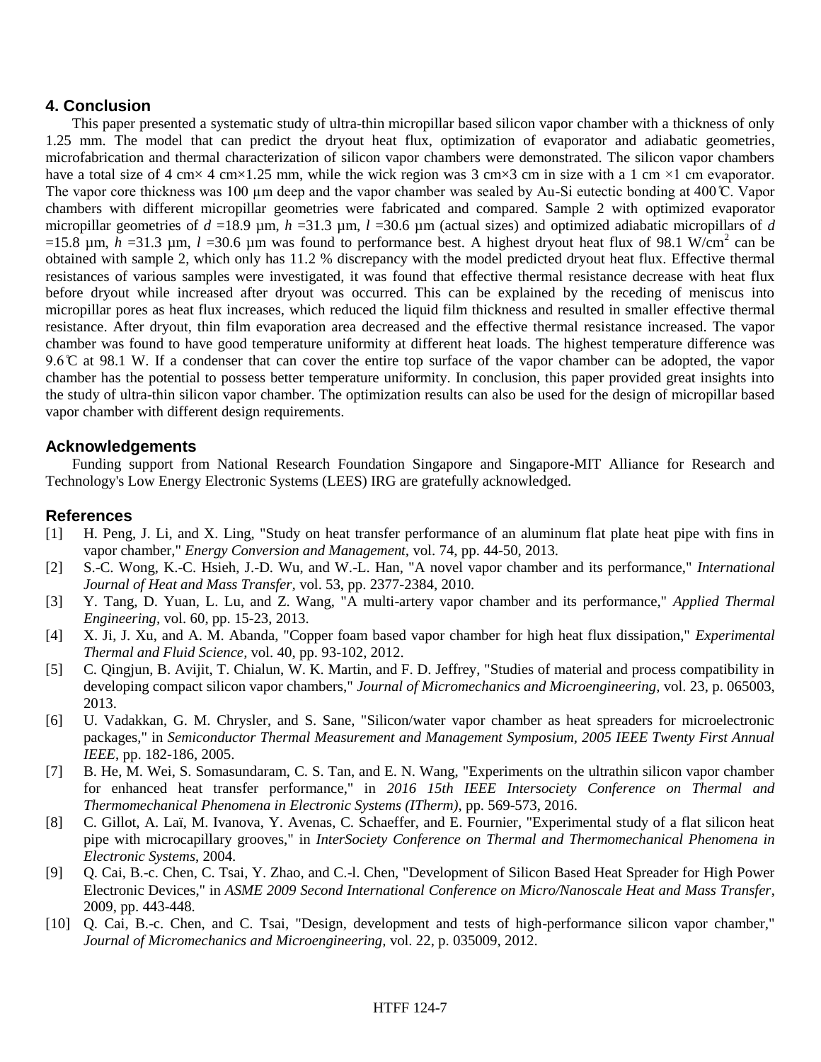## 4. Conclusion

This paper presented a systematic study of ultra-thin micropillar based silicon vapor chamber with a thickness of only 1.25 mm. The model that can predict the dryout heat flux, optimization of evaporator and adiabatic geometries, microfabrication and thermal characterization of silicon vapor chambers were demonstrated. The silicon vapor chambers have a total size of 4 cm× 4 cm×1.25 mm, while the wick region was 3 cm×3 cm in size with a 1 cm ×1 cm evaporator. The vapor core thickness was 100 µm deep and the vapor chamber was sealed by Au-Si eutectic bonding at 400℃. Vapor chambers with different micropillar geometries were fabricated and compared. Sample 2 with optimized evaporator micropillar geometries of $d$ =18.9 µm, $h$ =31.3 µm, $l$ =30.6 µm (actual sizes) and optimized adiabatic micropillars of $d$ =15.8 µm, $h$ =31.3 µm, $l$ =30.6 µm was found to performance best. A highest dryout heat flux of 98.1 W/cm$^2$ can be obtained with sample 2, which only has 11.2 % discrepancy with the model predicted dryout heat flux. Effective thermal resistances of various samples were investigated, it was found that effective thermal resistance decrease with heat flux before dryout while increased after dryout was occurred. This can be explained by the receding of meniscus into micropillar pores as heat flux increases, which reduced the liquid film thickness and resulted in smaller effective thermal resistance. After dryout, thin film evaporation area decreased and the effective thermal resistance increased. The vapor chamber was found to have good temperature uniformity at different heat loads. The highest temperature difference was 9.6℃ at 98.1 W. If a condenser that can cover the entire top surface of the vapor chamber can be adopted, the vapor chamber has the potential to possess better temperature uniformity. In conclusion, this paper provided great insights into the study of ultra-thin silicon vapor chamber. The optimization results can also be used for the design of micropillar based vapor chamber with different design requirements.

## Acknowledgements

Funding support from National Research Foundation Singapore and Singapore-MIT Alliance for Research and Technology's Low Energy Electronic Systems (LEES) IRG are gratefully acknowledged.

## References

[1] H. Peng, J. Li, and X. Ling, "Study on heat transfer performance of an aluminum flat plate heat pipe with fins in vapor chamber," *Energy Conversion and Management,* vol. 74, pp. 44-50, 2013.

[2] S.-C. Wong, K.-C. Hsieh, J.-D. Wu, and W.-L. Han, "A novel vapor chamber and its performance," *International Journal of Heat and Mass Transfer,* vol. 53, pp. 2377-2384, 2010.

[3] Y. Tang, D. Yuan, L. Lu, and Z. Wang, "A multi-artery vapor chamber and its performance," *Applied Thermal Engineering,* vol. 60, pp. 15-23, 2013.

[4] X. Ji, J. Xu, and A. M. Abanda, "Copper foam based vapor chamber for high heat flux dissipation," *Experimental Thermal and Fluid Science,* vol. 40, pp. 93-102, 2012.

[5] C. Qingjun, B. Avijit, T. Chialun, W. K. Martin, and F. D. Jeffrey, "Studies of material and process compatibility in developing compact silicon vapor chambers," *Journal of Micromechanics and Microengineering,* vol. 23, p. 065003, 2013.

[6] U. Vadakkan, G. M. Chrysler, and S. Sane, "Silicon/water vapor chamber as heat spreaders for microelectronic packages," in *Semiconductor Thermal Measurement and Management Symposium, 2005 IEEE Twenty First Annual IEEE*, pp. 182-186, 2005.

[7] B. He, M. Wei, S. Somasundaram, C. S. Tan, and E. N. Wang, "Experiments on the ultrathin silicon vapor chamber for enhanced heat transfer performance," in *2016 15th IEEE Intersociety Conference on Thermal and Thermomechanical Phenomena in Electronic Systems (ITherm)*, pp. 569-573, 2016.

[8] C. Gillot, A. Laï, M. Ivanova, Y. Avenas, C. Schaeffer, and E. Fournier, "Experimental study of a flat silicon heat pipe with microcapillary grooves," in *InterSociety Conference on Thermal and Thermomechanical Phenomena in Electronic Systems*, 2004.

[9] Q. Cai, B.-c. Chen, C. Tsai, Y. Zhao, and C.-l. Chen, "Development of Silicon Based Heat Spreader for High Power Electronic Devices," in *ASME 2009 Second International Conference on Micro/Nanoscale Heat and Mass Transfer*, 2009, pp. 443-448.

[10] Q. Cai, B.-c. Chen, and C. Tsai, "Design, development and tests of high-performance silicon vapor chamber," *Journal of Micromechanics and Microengineering,* vol. 22, p. 035009, 2012.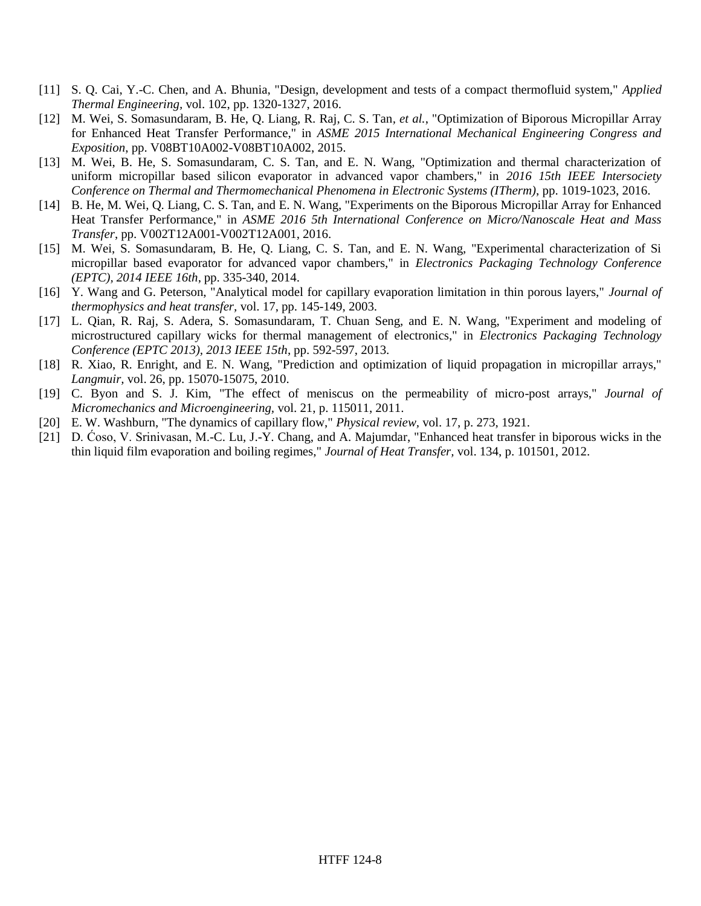[11] S. Q. Cai, Y.-C. Chen, and A. Bhunia, "Design, development and tests of a compact thermofluid system," *Applied Thermal Engineering*, vol. 102, pp. 1320-1327, 2016.

[12] M. Wei, S. Somasundaram, B. He, Q. Liang, R. Raj, C. S. Tan, *et al.*, "Optimization of Biporous Micropillar Array for Enhanced Heat Transfer Performance," in *ASME 2015 International Mechanical Engineering Congress and Exposition*, pp. V08BT10A002-V08BT10A002, 2015.

[13] M. Wei, B. He, S. Somasundaram, C. S. Tan, and E. N. Wang, "Optimization and thermal characterization of uniform micropillar based silicon evaporator in advanced vapor chambers," in *2016 15th IEEE Intersociety Conference on Thermal and Thermomechanical Phenomena in Electronic Systems (ITherm)*, pp. 1019-1023, 2016.

[14] B. He, M. Wei, Q. Liang, C. S. Tan, and E. N. Wang, "Experiments on the Biporous Micropillar Array for Enhanced Heat Transfer Performance," in *ASME 2016 5th International Conference on Micro/Nanoscale Heat and Mass Transfer*, pp. V002T12A001-V002T12A001, 2016.

[15] M. Wei, S. Somasundaram, B. He, Q. Liang, C. S. Tan, and E. N. Wang, "Experimental characterization of Si micropillar based evaporator for advanced vapor chambers," in *Electronics Packaging Technology Conference (EPTC), 2014 IEEE 16th*, pp. 335-340, 2014.

[16] Y. Wang and G. Peterson, "Analytical model for capillary evaporation limitation in thin porous layers," *Journal of thermophysics and heat transfer*, vol. 17, pp. 145-149, 2003.

[17] L. Qian, R. Raj, S. Adera, S. Somasundaram, T. Chuan Seng, and E. N. Wang, "Experiment and modeling of microstructured capillary wicks for thermal management of electronics," in *Electronics Packaging Technology Conference (EPTC 2013), 2013 IEEE 15th*, pp. 592-597, 2013.

[18] R. Xiao, R. Enright, and E. N. Wang, "Prediction and optimization of liquid propagation in micropillar arrays," *Langmuir*, vol. 26, pp. 15070-15075, 2010.

[19] C. Byon and S. J. Kim, "The effect of meniscus on the permeability of micro-post arrays," *Journal of Micromechanics and Microengineering*, vol. 21, p. 115011, 2011.

[20] E. W. Washburn, "The dynamics of capillary flow," *Physical review*, vol. 17, p. 273, 1921.

[21] D. Ćoso, V. Srinivasan, M.-C. Lu, J.-Y. Chang, and A. Majumdar, "Enhanced heat transfer in biporous wicks in the thin liquid film evaporation and boiling regimes," *Journal of Heat Transfer*, vol. 134, p. 101501, 2012.